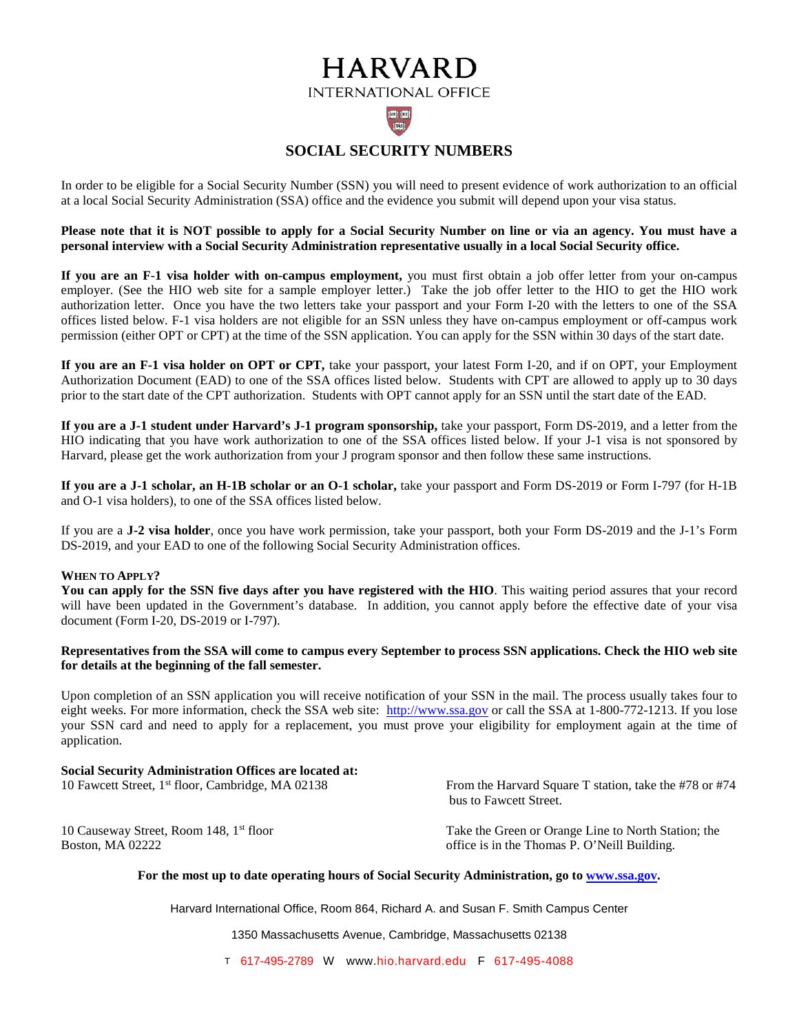# HARVARD

INTERNATIONAL OFFICE

## SOCIAL SECURITY NUMBERS

In order to be eligible for a Social Security Number (SSN) you will need to present evidence of work authorization to an official at a local Social Security Administration (SSA) office and the evidence you submit will depend upon your visa status.

**Please note that it is NOT possible to apply for a Social Security Number on line or via an agency. You must have a personal interview with a Social Security Administration representative usually in a local Social Security office.**

**If you are an F-1 visa holder with on-campus employment,** you must first obtain a job offer letter from your on-campus employer. (See the HIO web site for a sample employer letter.) Take the job offer letter to the HIO to get the HIO work authorization letter. Once you have the two letters take your passport and your Form I-20 with the letters to one of the SSA offices listed below. F-1 visa holders are not eligible for an SSN unless they have on-campus employment or off-campus work permission (either OPT or CPT) at the time of the SSN application. You can apply for the SSN within 30 days of the start date.

**If you are an F-1 visa holder on OPT or CPT,** take your passport, your latest Form I-20, and if on OPT, your Employment Authorization Document (EAD) to one of the SSA offices listed below. Students with CPT are allowed to apply up to 30 days prior to the start date of the CPT authorization. Students with OPT cannot apply for an SSN until the start date of the EAD.

**If you are a J-1 student under Harvard's J-1 program sponsorship,** take your passport, Form DS-2019, and a letter from the HIO indicating that you have work authorization to one of the SSA offices listed below. If your J-1 visa is not sponsored by Harvard, please get the work authorization from your J program sponsor and then follow these same instructions.

**If you are a J-1 scholar, an H-1B scholar or an O-1 scholar,** take your passport and Form DS-2019 or Form I-797 (for H-1B and O-1 visa holders), to one of the SSA offices listed below.

If you are a **J-2 visa holder**, once you have work permission, take your passport, both your Form DS-2019 and the J-1's Form DS-2019, and your EAD to one of the following Social Security Administration offices.

### WHEN TO APPLY?

**You can apply for the SSN five days after you have registered with the HIO**. This waiting period assures that your record will have been updated in the Government's database. In addition, you cannot apply before the effective date of your visa document (Form I-20, DS-2019 or I-797).

**Representatives from the SSA will come to campus every September to process SSN applications. Check the HIO web site for details at the beginning of the fall semester.**

Upon completion of an SSN application you will receive notification of your SSN in the mail. The process usually takes four to eight weeks. For more information, check the SSA web site: http://www.ssa.gov or call the SSA at 1-800-772-1213. If you lose your SSN card and need to apply for a replacement, you must prove your eligibility for employment again at the time of application.

**Social Security Administration Offices are located at:**

10 Fawcett Street, 1st floor, Cambridge, MA 02138 — From the Harvard Square T station, take the #78 or #74 bus to Fawcett Street.

10 Causeway Street, Room 148, 1st floor, Boston, MA 02222 — Take the Green or Orange Line to North Station; the office is in the Thomas P. O'Neill Building.

**For the most up to date operating hours of Social Security Administration, go to www.ssa.gov.**

Harvard International Office, Room 864, Richard A. and Susan F. Smith Campus Center

1350 Massachusetts Avenue, Cambridge, Massachusetts 02138

T 617-495-2789 W www.hio.harvard.edu F 617-495-4088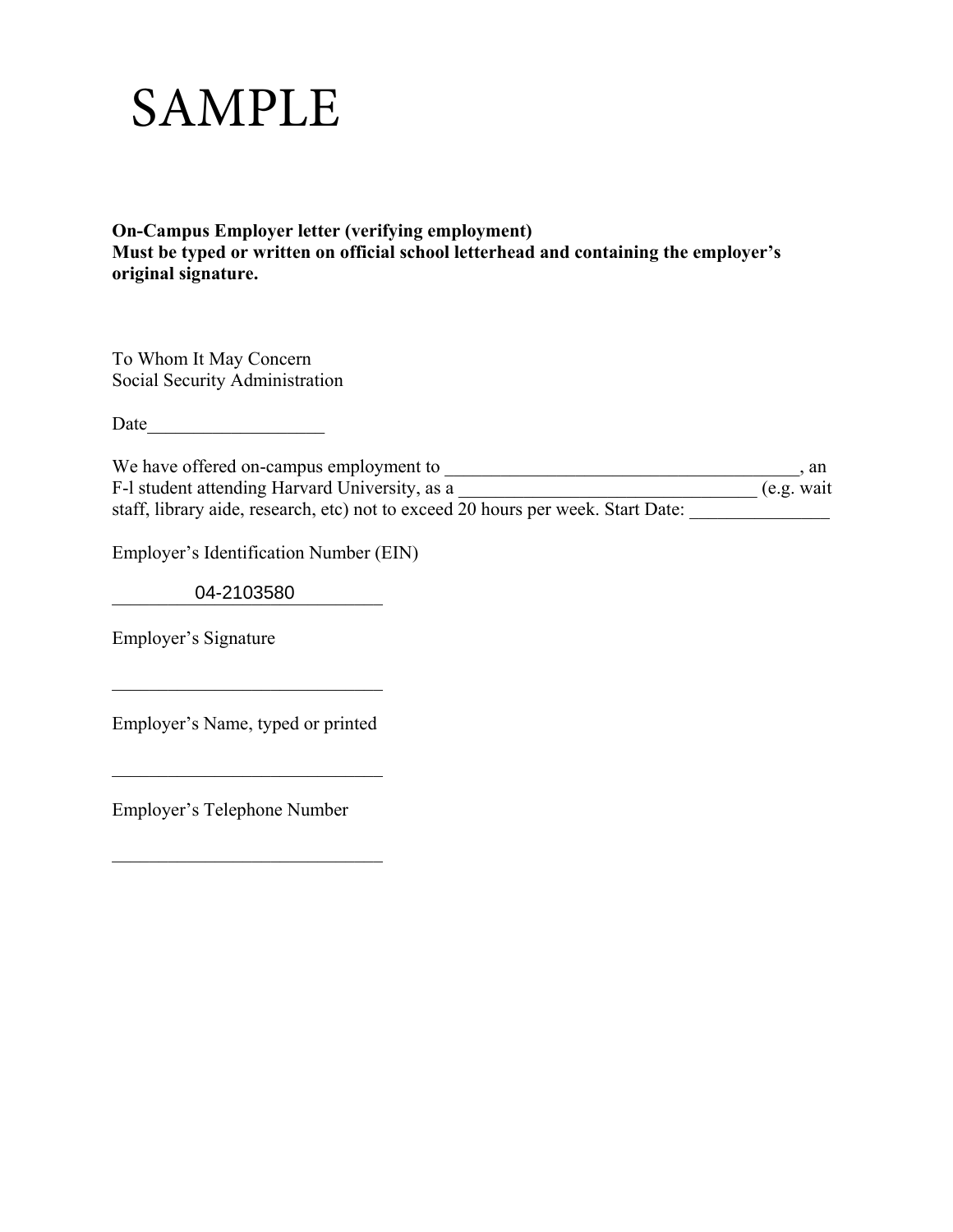# SAMPLE

**On-Campus Employer letter (verifying employment)**
**Must be typed or written on official school letterhead and containing the employer's original signature.**

To Whom It May Concern
Social Security Administration

Date___________________

We have offered on-campus employment to _______________________________________, an F-l student attending Harvard University, as a _________________________________ (e.g. wait staff, library aide, research, etc) not to exceed 20 hours per week. Start Date: _______________

Employer's Identification Number (EIN)

04-2103580

Employer's Signature

_____________________________

Employer's Name, typed or printed

_____________________________

Employer's Telephone Number

_____________________________